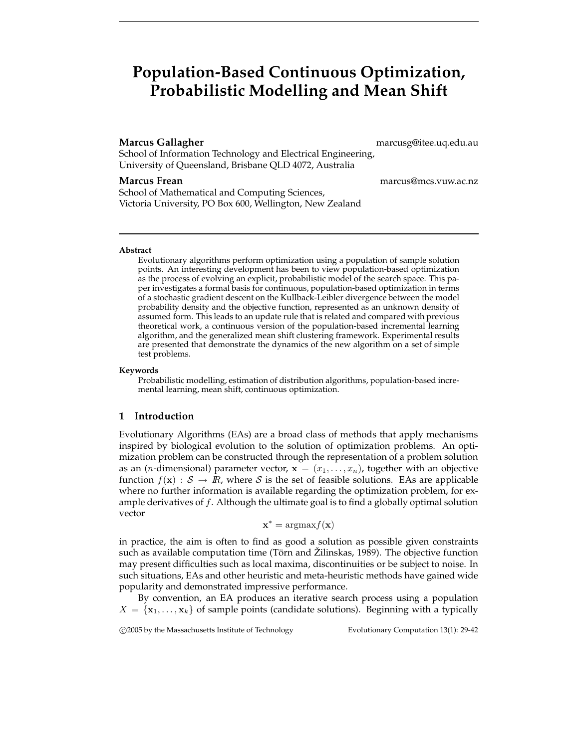# Population-Based Continuous Optimization, Probabilistic Modelling and Mean Shift

**Marcus Gallagher** marcusg@itee.uq.edu.au
School of Information Technology and Electrical Engineering,
University of Queensland, Brisbane QLD 4072, Australia

**Marcus Frean** marcus@mcs.vuw.ac.nz
School of Mathematical and Computing Sciences,
Victoria University, PO Box 600, Wellington, New Zealand

**Abstract**

Evolutionary algorithms perform optimization using a population of sample solution points. An interesting development has been to view population-based optimization as the process of evolving an explicit, probabilistic model of the search space. This paper investigates a formal basis for continuous, population-based optimization in terms of a stochastic gradient descent on the Kullback-Leibler divergence between the model probability density and the objective function, represented as an unknown density of assumed form. This leads to an update rule that is related and compared with previous theoretical work, a continuous version of the population-based incremental learning algorithm, and the generalized mean shift clustering framework. Experimental results are presented that demonstrate the dynamics of the new algorithm on a set of simple test problems.

**Keywords**

Probabilistic modelling, estimation of distribution algorithms, population-based incremental learning, mean shift, continuous optimization.

## 1 Introduction

Evolutionary Algorithms (EAs) are a broad class of methods that apply mechanisms inspired by biological evolution to the solution of optimization problems. An optimization problem can be constructed through the representation of a problem solution as an ($n$-dimensional) parameter vector, $\mathbf{x} = (x_1, \ldots, x_n)$, together with an objective function $f(\mathbf{x}) : \mathcal{S} \rightarrow I\!R$, where $\mathcal{S}$ is the set of feasible solutions. EAs are applicable where no further information is available regarding the optimization problem, for example derivatives of $f$. Although the ultimate goal is to find a globally optimal solution vector

$$\mathbf{x}^* = \text{argmax} f(\mathbf{x})$$

in practice, the aim is often to find as good a solution as possible given constraints such as available computation time (Törn and Žilinskas, 1989). The objective function may present difficulties such as local maxima, discontinuities or be subject to noise. In such situations, EAs and other heuristic and meta-heuristic methods have gained wide popularity and demonstrated impressive performance.

By convention, an EA produces an iterative search process using a population $X = \{\mathbf{x}_1, \ldots, \mathbf{x}_k\}$ of sample points (candidate solutions). Beginning with a typically

©2005 by the Massachusetts Institute of Technology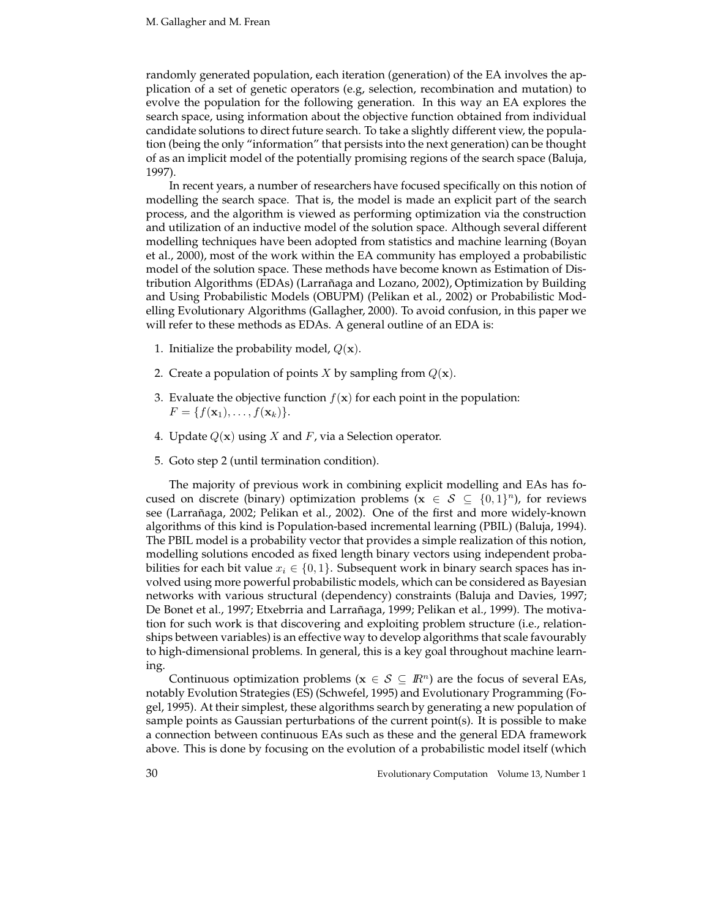randomly generated population, each iteration (generation) of the EA involves the application of a set of genetic operators (e.g, selection, recombination and mutation) to evolve the population for the following generation. In this way an EA explores the search space, using information about the objective function obtained from individual candidate solutions to direct future search. To take a slightly different view, the population (being the only "information" that persists into the next generation) can be thought of as an implicit model of the potentially promising regions of the search space (Baluja, 1997).

In recent years, a number of researchers have focused specifically on this notion of modelling the search space. That is, the model is made an explicit part of the search process, and the algorithm is viewed as performing optimization via the construction and utilization of an inductive model of the solution space. Although several different modelling techniques have been adopted from statistics and machine learning (Boyan et al., 2000), most of the work within the EA community has employed a probabilistic model of the solution space. These methods have become known as Estimation of Distribution Algorithms (EDAs) (Larrañaga and Lozano, 2002), Optimization by Building and Using Probabilistic Models (OBUPM) (Pelikan et al., 2002) or Probabilistic Modelling Evolutionary Algorithms (Gallagher, 2000). To avoid confusion, in this paper we will refer to these methods as EDAs. A general outline of an EDA is:

1. Initialize the probability model, $Q(\mathbf{x})$.
2. Create a population of points $X$ by sampling from $Q(\mathbf{x})$.
3. Evaluate the objective function $f(\mathbf{x})$ for each point in the population: $F = \{f(\mathbf{x}_1), \ldots, f(\mathbf{x}_k)\}$.
4. Update $Q(\mathbf{x})$ using $X$ and $F$, via a Selection operator.
5. Goto step 2 (until termination condition).

The majority of previous work in combining explicit modelling and EAs has focused on discrete (binary) optimization problems ($\mathbf{x} \in \mathcal{S} \subseteq \{0,1\}^n$), for reviews see (Larrañaga, 2002; Pelikan et al., 2002). One of the first and more widely-known algorithms of this kind is Population-based incremental learning (PBIL) (Baluja, 1994). The PBIL model is a probability vector that provides a simple realization of this notion, modelling solutions encoded as fixed length binary vectors using independent probabilities for each bit value $x_i \in \{0,1\}$. Subsequent work in binary search spaces has involved using more powerful probabilistic models, which can be considered as Bayesian networks with various structural (dependency) constraints (Baluja and Davies, 1997; De Bonet et al., 1997; Etxebrria and Larrañaga, 1999; Pelikan et al., 1999). The motivation for such work is that discovering and exploiting problem structure (i.e., relationships between variables) is an effective way to develop algorithms that scale favourably to high-dimensional problems. In general, this is a key goal throughout machine learning.

Continuous optimization problems ($\mathbf{x} \in \mathcal{S} \subseteq \mathbb{R}^n$) are the focus of several EAs, notably Evolution Strategies (ES) (Schwefel, 1995) and Evolutionary Programming (Fogel, 1995). At their simplest, these algorithms search by generating a new population of sample points as Gaussian perturbations of the current point(s). It is possible to make a connection between continuous EAs such as these and the general EDA framework above. This is done by focusing on the evolution of a probabilistic model itself (which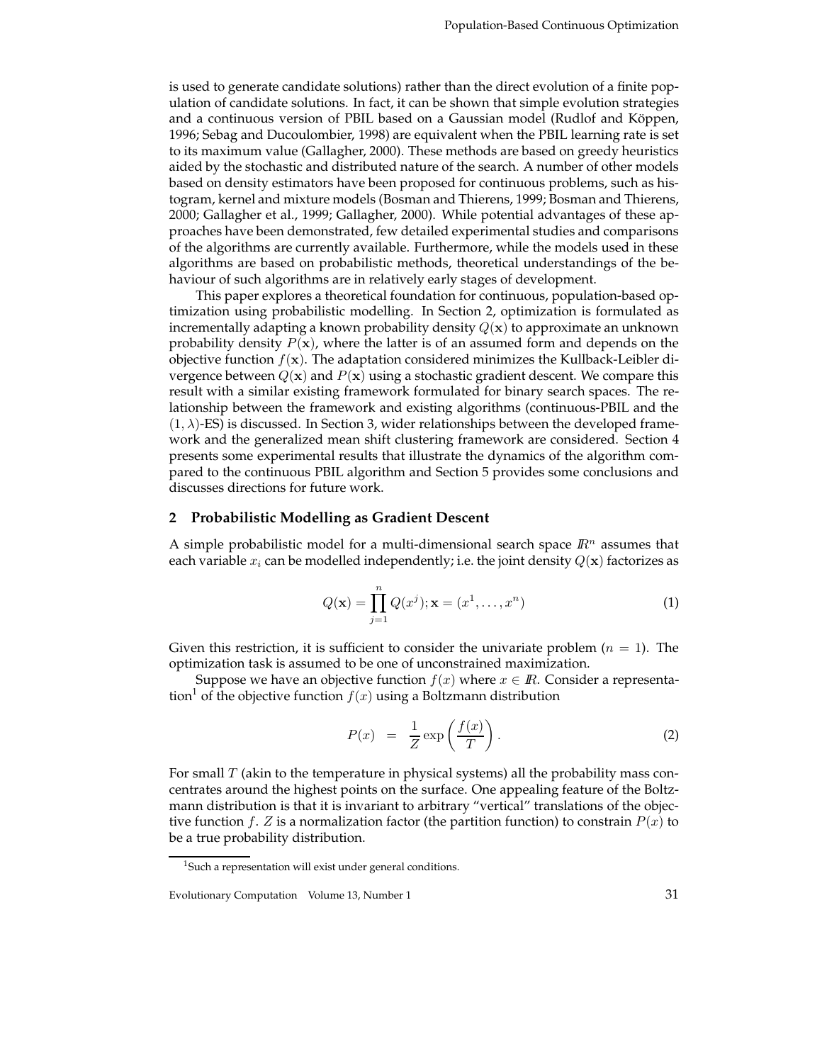is used to generate candidate solutions) rather than the direct evolution of a finite population of candidate solutions. In fact, it can be shown that simple evolution strategies and a continuous version of PBIL based on a Gaussian model (Rudlof and Köppen, 1996; Sebag and Ducoulombier, 1998) are equivalent when the PBIL learning rate is set to its maximum value (Gallagher, 2000). These methods are based on greedy heuristics aided by the stochastic and distributed nature of the search. A number of other models based on density estimators have been proposed for continuous problems, such as histogram, kernel and mixture models (Bosman and Thierens, 1999; Bosman and Thierens, 2000; Gallagher et al., 1999; Gallagher, 2000). While potential advantages of these approaches have been demonstrated, few detailed experimental studies and comparisons of the algorithms are currently available. Furthermore, while the models used in these algorithms are based on probabilistic methods, theoretical understandings of the behaviour of such algorithms are in relatively early stages of development.

This paper explores a theoretical foundation for continuous, population-based optimization using probabilistic modelling. In Section 2, optimization is formulated as incrementally adapting a known probability density $Q(\mathbf{x})$ to approximate an unknown probability density $P(\mathbf{x})$, where the latter is of an assumed form and depends on the objective function $f(\mathbf{x})$. The adaptation considered minimizes the Kullback-Leibler divergence between $Q(\mathbf{x})$ and $P(\mathbf{x})$ using a stochastic gradient descent. We compare this result with a similar existing framework formulated for binary search spaces. The relationship between the framework and existing algorithms (continuous-PBIL and the $(1, \lambda)$-ES) is discussed. In Section 3, wider relationships between the developed framework and the generalized mean shift clustering framework are considered. Section 4 presents some experimental results that illustrate the dynamics of the algorithm compared to the continuous PBIL algorithm and Section 5 provides some conclusions and discusses directions for future work.

## 2 Probabilistic Modelling as Gradient Descent

A simple probabilistic model for a multi-dimensional search space $\mathbb{R}^n$ assumes that each variable $x_i$ can be modelled independently; i.e. the joint density $Q(\mathbf{x})$ factorizes as

$$Q(\mathbf{x}) = \prod_{j=1}^{n} Q(x^j); \mathbf{x} = (x^1, \ldots, x^n) \tag{1}$$

Given this restriction, it is sufficient to consider the univariate problem ($n = 1$). The optimization task is assumed to be one of unconstrained maximization.

Suppose we have an objective function $f(x)$ where $x \in \mathbb{R}$. Consider a representation[1] of the objective function $f(x)$ using a Boltzmann distribution

$$P(x) = \frac{1}{Z} \exp\left(\frac{f(x)}{T}\right). \tag{2}$$

For small $T$ (akin to the temperature in physical systems) all the probability mass concentrates around the highest points on the surface. One appealing feature of the Boltzmann distribution is that it is invariant to arbitrary "vertical" translations of the objective function $f$. $Z$ is a normalization factor (the partition function) to constrain $P(x)$ to be a true probability distribution.

[1] Such a representation will exist under general conditions.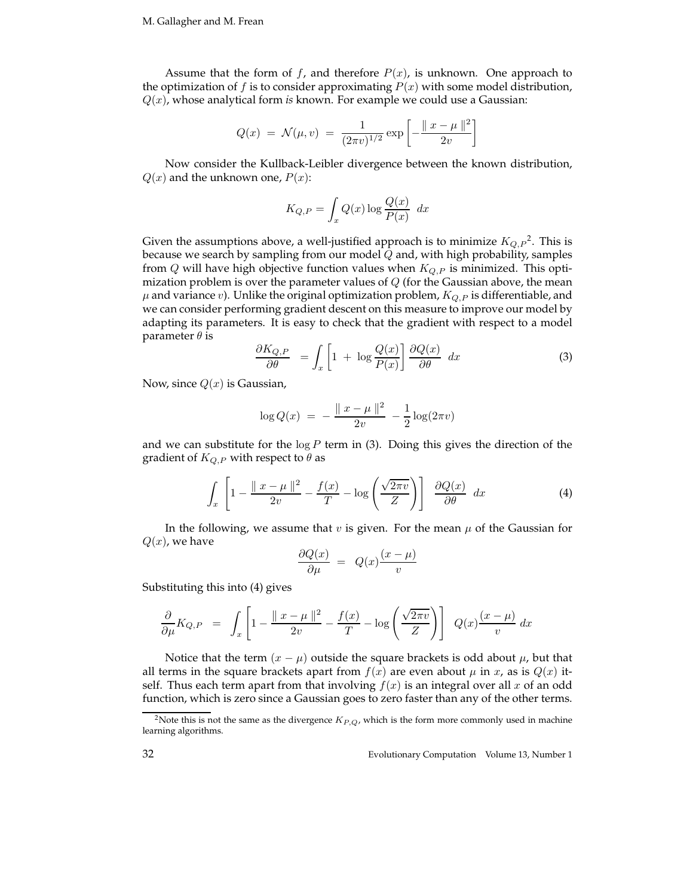Assume that the form of $f$, and therefore $P(x)$, is unknown. One approach to the optimization of $f$ is to consider approximating $P(x)$ with some model distribution, $Q(x)$, whose analytical form *is* known. For example we could use a Gaussian:

$$Q(x) \; = \; \mathcal{N}(\mu, v) \; = \; \frac{1}{(2\pi v)^{1/2}} \exp\left[ -\frac{\parallel x - \mu \parallel^2}{2v} \right]$$

Now consider the Kullback-Leibler divergence between the known distribution, $Q(x)$ and the unknown one, $P(x)$:

$$K_{Q,P} = \int_x Q(x) \log \frac{Q(x)}{P(x)} \; dx$$

Given the assumptions above, a well-justified approach is to minimize $K_{Q,P}$[2]. This is because we search by sampling from our model $Q$ and, with high probability, samples from $Q$ will have high objective function values when $K_{Q,P}$ is minimized. This optimization problem is over the parameter values of $Q$ (for the Gaussian above, the mean $\mu$ and variance $v$). Unlike the original optimization problem, $K_{Q,P}$ is differentiable, and we can consider performing gradient descent on this measure to improve our model by adapting its parameters. It is easy to check that the gradient with respect to a model parameter $\theta$ is

$$\frac{\partial K_{Q,P}}{\partial \theta} \;\; = \int_x \left[ 1 \; + \; \log \frac{Q(x)}{P(x)} \right] \frac{\partial Q(x)}{\partial \theta} \;\; dx \tag{3}$$

Now, since $Q(x)$ is Gaussian,

$$\log Q(x) \;\; = \;\; - \frac{\parallel x - \mu \parallel^2}{2v} \;\; - \frac{1}{2} \log(2\pi v)$$

and we can substitute for the $\log P$ term in (3). Doing this gives the direction of the gradient of $K_{Q,P}$ with respect to $\theta$ as

$$\int_x \left[ 1 - \frac{\parallel x - \mu \parallel^2}{2v} - \frac{f(x)}{T} - \log\left( \frac{\sqrt{2\pi v}}{Z} \right) \right] \;\; \frac{\partial Q(x)}{\partial \theta} \;\; dx \tag{4}$$

In the following, we assume that $v$ is given. For the mean $\mu$ of the Gaussian for $Q(x)$, we have

$$\frac{\partial Q(x)}{\partial \mu} \;\; = \;\; Q(x) \frac{(x - \mu)}{v}$$

Substituting this into (4) gives

$$\frac{\partial}{\partial \mu} K_{Q,P} \;\;\; = \;\;\; \int_x \left[ 1 - \frac{\parallel x - \mu \parallel^2}{2v} - \frac{f(x)}{T} - \log\left( \frac{\sqrt{2\pi v}}{Z} \right) \right] \;\; Q(x) \frac{(x - \mu)}{v} \; dx$$

Notice that the term $(x - \mu)$ outside the square brackets is odd about $\mu$, but that all terms in the square brackets apart from $f(x)$ are even about $\mu$ in $x$, as is $Q(x)$ itself. Thus each term apart from that involving $f(x)$ is an integral over all $x$ of an odd function, which is zero since a Gaussian goes to zero faster than any of the other terms.

[2] Note this is not the same as the divergence $K_{P,Q}$, which is the form more commonly used in machine learning algorithms.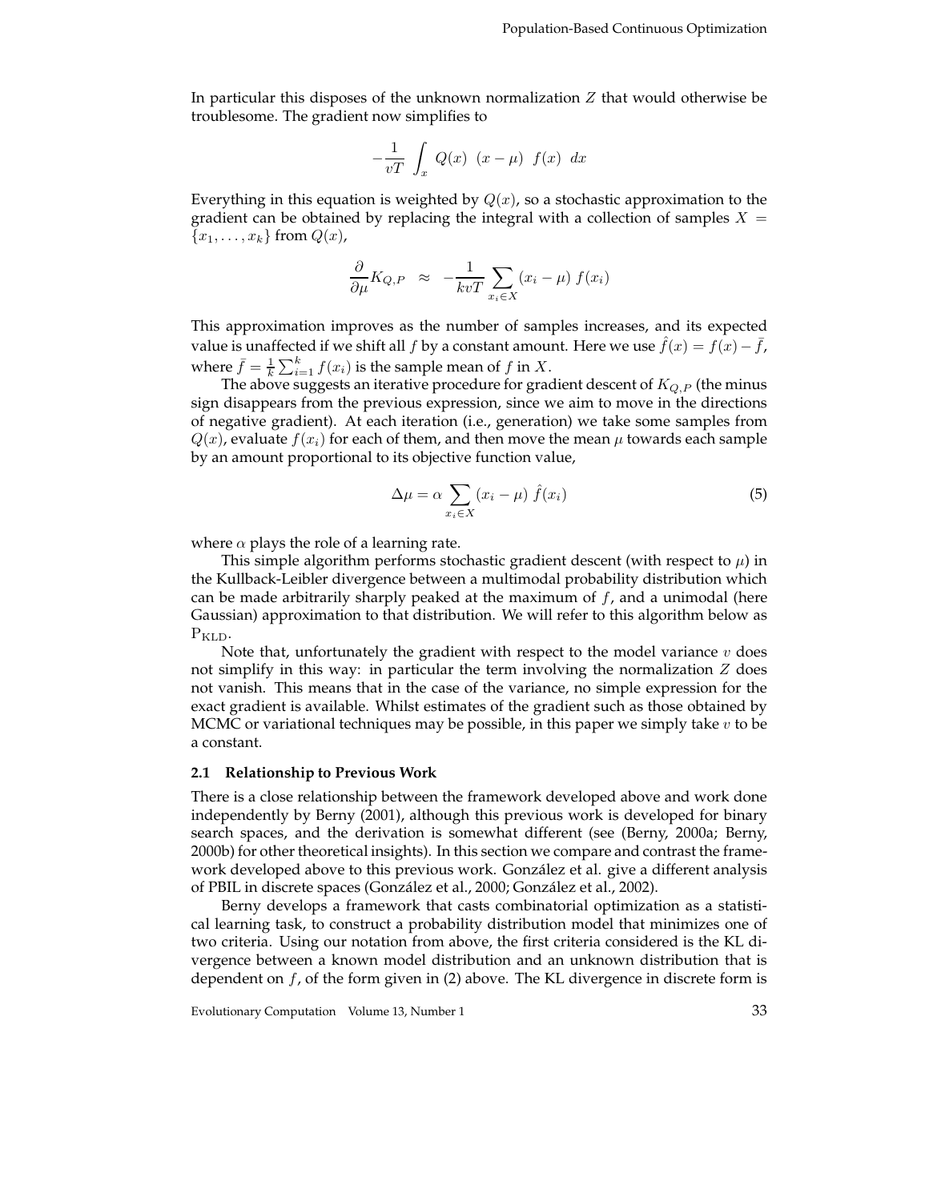In particular this disposes of the unknown normalization $Z$ that would otherwise be troublesome. The gradient now simplifies to

$$-\frac{1}{vT} \int_x Q(x) \ (x-\mu) \ f(x) \ dx$$

Everything in this equation is weighted by $Q(x)$, so a stochastic approximation to the gradient can be obtained by replacing the integral with a collection of samples $X = \{x_1, \ldots, x_k\}$ from $Q(x)$,

$$\frac{\partial}{\partial \mu} K_{Q,P} \approx -\frac{1}{kvT} \sum_{x_i \in X} (x_i - \mu) \ f(x_i)$$

This approximation improves as the number of samples increases, and its expected value is unaffected if we shift all $f$ by a constant amount. Here we use $\hat{f}(x) = f(x) - \bar{f}$, where $\bar{f} = \frac{1}{k}\sum_{i=1}^{k} f(x_i)$ is the sample mean of $f$ in $X$.

The above suggests an iterative procedure for gradient descent of $K_{Q,P}$ (the minus sign disappears from the previous expression, since we aim to move in the directions of negative gradient). At each iteration (i.e., generation) we take some samples from $Q(x)$, evaluate $f(x_i)$ for each of them, and then move the mean $\mu$ towards each sample by an amount proportional to its objective function value,

$$\Delta\mu = \alpha \sum_{x_i \in X} (x_i - \mu) \ \hat{f}(x_i) \tag{5}$$

where $\alpha$ plays the role of a learning rate.

This simple algorithm performs stochastic gradient descent (with respect to $\mu$) in the Kullback-Leibler divergence between a multimodal probability distribution which can be made arbitrarily sharply peaked at the maximum of $f$, and a unimodal (here Gaussian) approximation to that distribution. We will refer to this algorithm below as $\mathrm{P_{KLD}}$.

Note that, unfortunately the gradient with respect to the model variance $v$ does not simplify in this way: in particular the term involving the normalization $Z$ does not vanish. This means that in the case of the variance, no simple expression for the exact gradient is available. Whilst estimates of the gradient such as those obtained by MCMC or variational techniques may be possible, in this paper we simply take $v$ to be a constant.

### 2.1 Relationship to Previous Work

There is a close relationship between the framework developed above and work done independently by Berny (2001), although this previous work is developed for binary search spaces, and the derivation is somewhat different (see (Berny, 2000a; Berny, 2000b) for other theoretical insights). In this section we compare and contrast the framework developed above to this previous work. González et al. give a different analysis of PBIL in discrete spaces (González et al., 2000; González et al., 2002).

Berny develops a framework that casts combinatorial optimization as a statistical learning task, to construct a probability distribution model that minimizes one of two criteria. Using our notation from above, the first criteria considered is the KL divergence between a known model distribution and an unknown distribution that is dependent on $f$, of the form given in (2) above. The KL divergence in discrete form is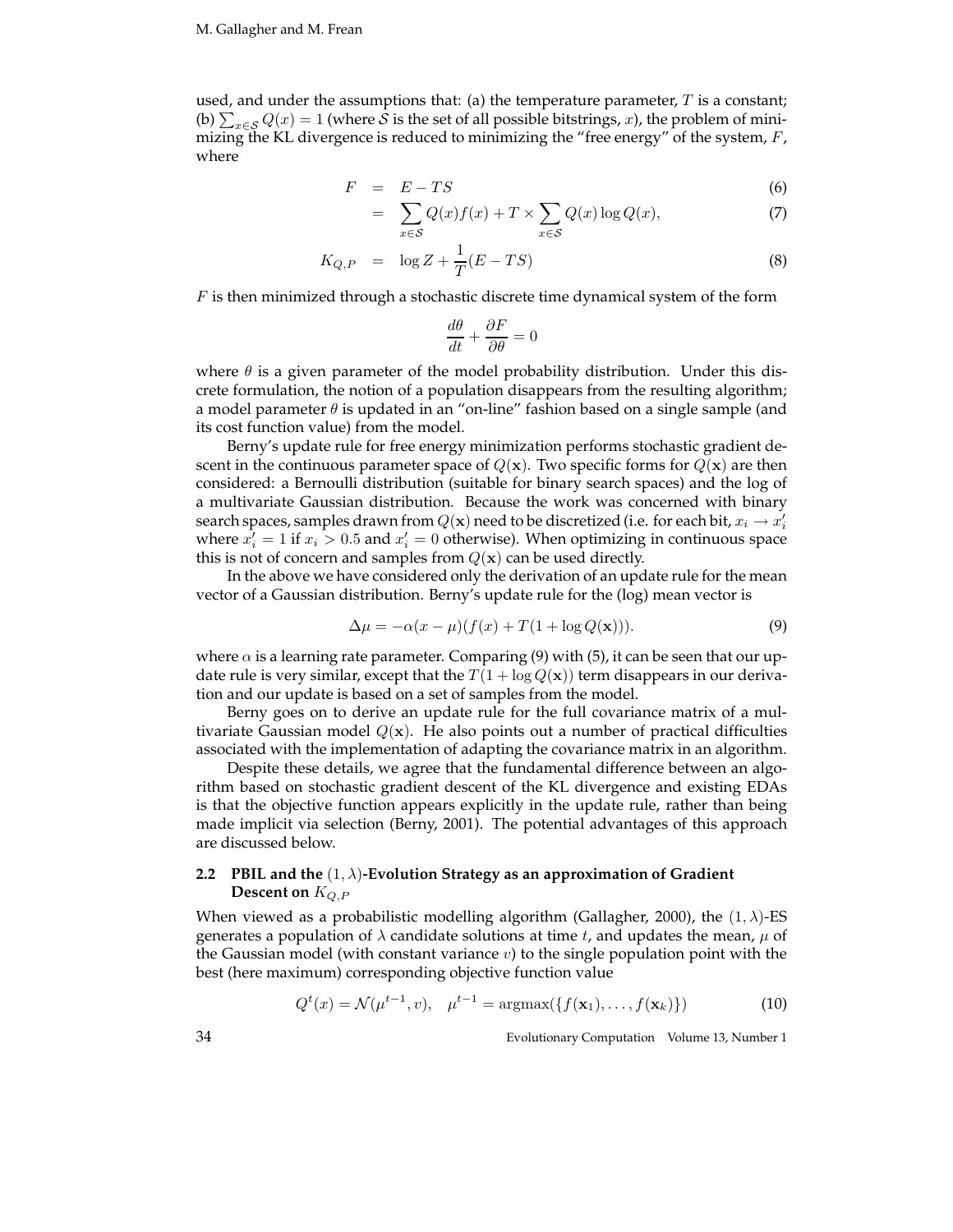used, and under the assumptions that: (a) the temperature parameter, $T$ is a constant; (b) $\sum_{x \in \mathcal{S}} Q(x) = 1$ (where $\mathcal{S}$ is the set of all possible bitstrings, $x$), the problem of minimizing the KL divergence is reduced to minimizing the "free energy" of the system, $F$, where

$$
\begin{aligned}
F &= E - TS && (6)\\
&= \sum_{x \in \mathcal{S}} Q(x) f(x) + T \times \sum_{x \in \mathcal{S}} Q(x) \log Q(x), && (7)\\
K_{Q,P} &= \log Z + \frac{1}{T}(E - TS) && (8)
\end{aligned}
$$

$F$ is then minimized through a stochastic discrete time dynamical system of the form

$$
\frac{d\theta}{dt} + \frac{\partial F}{\partial \theta} = 0
$$

where $\theta$ is a given parameter of the model probability distribution. Under this discrete formulation, the notion of a population disappears from the resulting algorithm; a model parameter $\theta$ is updated in an "on-line" fashion based on a single sample (and its cost function value) from the model.

Berny's update rule for free energy minimization performs stochastic gradient descent in the continuous parameter space of $Q(\mathbf{x})$. Two specific forms for $Q(\mathbf{x})$ are then considered: a Bernoulli distribution (suitable for binary search spaces) and the log of a multivariate Gaussian distribution. Because the work was concerned with binary search spaces, samples drawn from $Q(\mathbf{x})$ need to be discretized (i.e. for each bit, $x_i \to x'_i$ where $x'_i = 1$ if $x_i > 0.5$ and $x'_i = 0$ otherwise). When optimizing in continuous space this is not of concern and samples from $Q(\mathbf{x})$ can be used directly.

In the above we have considered only the derivation of an update rule for the mean vector of a Gaussian distribution. Berny's update rule for the (log) mean vector is

$$
\Delta\mu = -\alpha(x - \mu)(f(x) + T(1 + \log Q(\mathbf{x}))). \tag{9}
$$

where $\alpha$ is a learning rate parameter. Comparing (9) with (5), it can be seen that our update rule is very similar, except that the $T(1 + \log Q(\mathbf{x}))$ term disappears in our derivation and our update is based on a set of samples from the model.

Berny goes on to derive an update rule for the full covariance matrix of a multivariate Gaussian model $Q(\mathbf{x})$. He also points out a number of practical difficulties associated with the implementation of adapting the covariance matrix in an algorithm.

Despite these details, we agree that the fundamental difference between an algorithm based on stochastic gradient descent of the KL divergence and existing EDAs is that the objective function appears explicitly in the update rule, rather than being made implicit via selection (Berny, 2001). The potential advantages of this approach are discussed below.

### 2.2 PBIL and the $(1, \lambda)$-Evolution Strategy as an approximation of Gradient Descent on $K_{Q,P}$

When viewed as a probabilistic modelling algorithm (Gallagher, 2000), the $(1, \lambda)$-ES generates a population of $\lambda$ candidate solutions at time $t$, and updates the mean, $\mu$ of the Gaussian model (with constant variance $v$) to the single population point with the best (here maximum) corresponding objective function value

$$
Q^t(x) = \mathcal{N}(\mu^{t-1}, v), \quad \mu^{t-1} = \operatorname{argmax}(\{f(\mathbf{x}_1), \ldots, f(\mathbf{x}_k)\}) \tag{10}
$$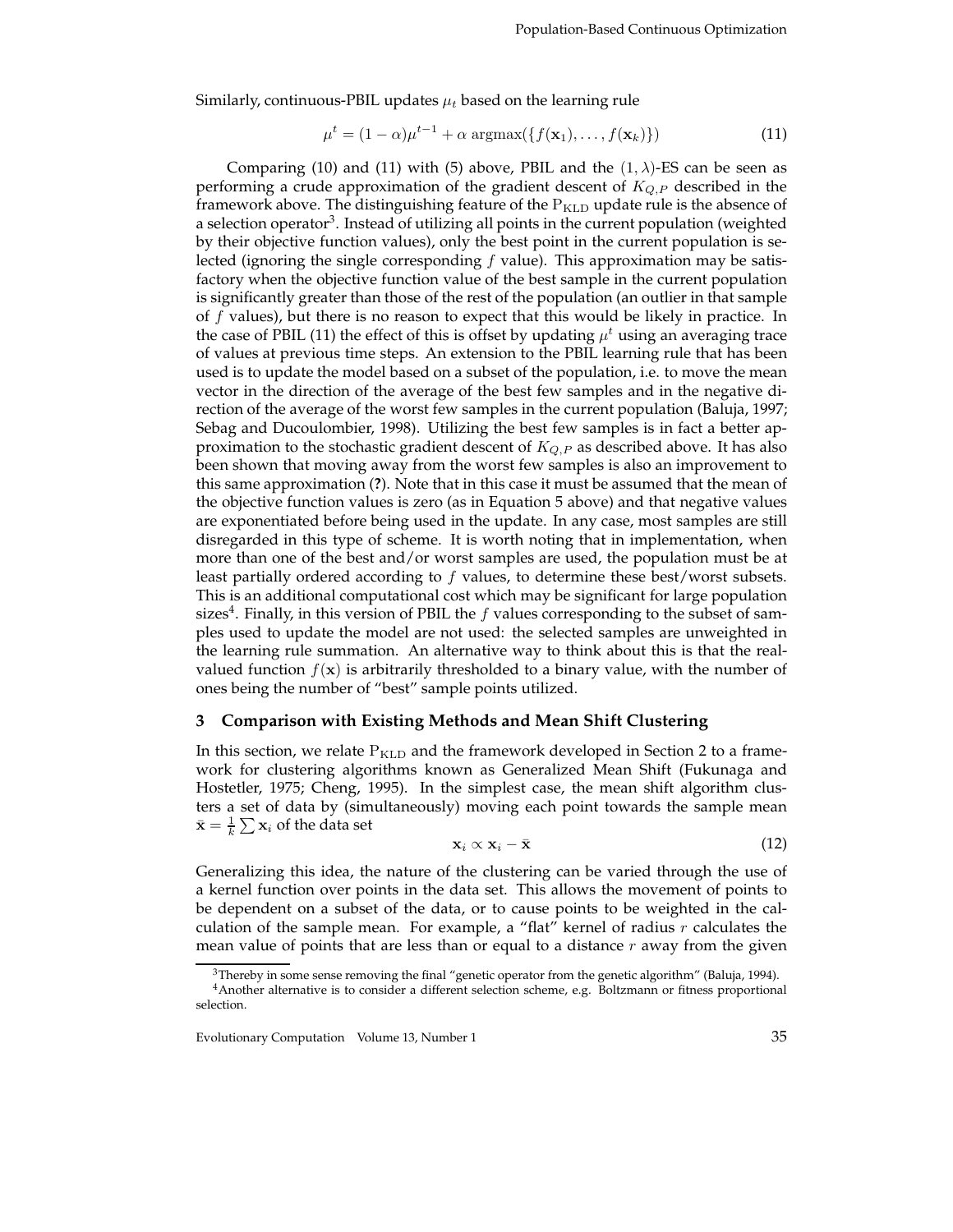Similarly, continuous-PBIL updates $\mu_t$ based on the learning rule

$$\mu^t = (1-\alpha)\mu^{t-1} + \alpha \ \text{argmax}(\{f(\mathbf{x}_1), \ldots, f(\mathbf{x}_k)\}) \tag{11}$$

Comparing (10) and (11) with (5) above, PBIL and the $(1, \lambda)$-ES can be seen as performing a crude approximation of the gradient descent of $K_{Q,P}$ described in the framework above. The distinguishing feature of the $\text{P}_{\text{KLD}}$ update rule is the absence of a selection operator[3]. Instead of utilizing all points in the current population (weighted by their objective function values), only the best point in the current population is selected (ignoring the single corresponding $f$ value). This approximation may be satisfactory when the objective function value of the best sample in the current population is significantly greater than those of the rest of the population (an outlier in that sample of $f$ values), but there is no reason to expect that this would be likely in practice. In the case of PBIL (11) the effect of this is offset by updating $\mu^t$ using an averaging trace of values at previous time steps. An extension to the PBIL learning rule that has been used is to update the model based on a subset of the population, i.e. to move the mean vector in the direction of the average of the best few samples and in the negative direction of the average of the worst few samples in the current population (Baluja, 1997; Sebag and Ducoulombier, 1998). Utilizing the best few samples is in fact a better approximation to the stochastic gradient descent of $K_{Q,P}$ as described above. It has also been shown that moving away from the worst few samples is also an improvement to this same approximation (**?**). Note that in this case it must be assumed that the mean of the objective function values is zero (as in Equation 5 above) and that negative values are exponentiated before being used in the update. In any case, most samples are still disregarded in this type of scheme. It is worth noting that in implementation, when more than one of the best and/or worst samples are used, the population must be at least partially ordered according to $f$ values, to determine these best/worst subsets. This is an additional computational cost which may be significant for large population sizes[4]. Finally, in this version of PBIL the $f$ values corresponding to the subset of samples used to update the model are not used: the selected samples are unweighted in the learning rule summation. An alternative way to think about this is that the real-valued function $f(\mathbf{x})$ is arbitrarily thresholded to a binary value, with the number of ones being the number of "best" sample points utilized.

## 3 Comparison with Existing Methods and Mean Shift Clustering

In this section, we relate $\text{P}_{\text{KLD}}$ and the framework developed in Section 2 to a framework for clustering algorithms known as Generalized Mean Shift (Fukunaga and Hostetler, 1975; Cheng, 1995). In the simplest case, the mean shift algorithm clusters a set of data by (simultaneously) moving each point towards the sample mean $\bar{\mathbf{x}} = \frac{1}{k}\sum \mathbf{x}_i$ of the data set

$$\mathbf{x}_i \propto \mathbf{x}_i - \bar{\mathbf{x}} \tag{12}$$

Generalizing this idea, the nature of the clustering can be varied through the use of a kernel function over points in the data set. This allows the movement of points to be dependent on a subset of the data, or to cause points to be weighted in the calculation of the sample mean. For example, a "flat" kernel of radius $r$ calculates the mean value of points that are less than or equal to a distance $r$ away from the given

[3] Thereby in some sense removing the final "genetic operator from the genetic algorithm" (Baluja, 1994).

[4] Another alternative is to consider a different selection scheme, e.g. Boltzmann or fitness proportional selection.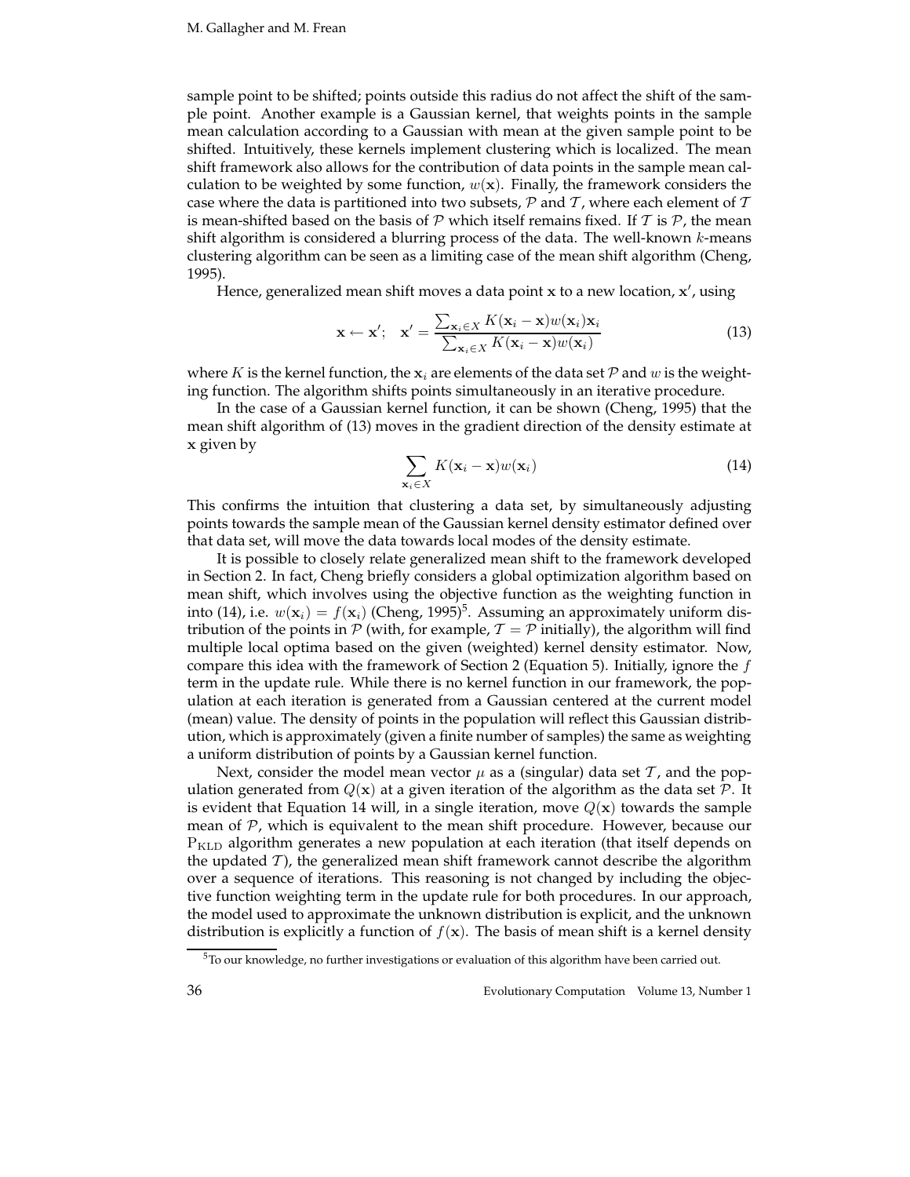sample point to be shifted; points outside this radius do not affect the shift of the sample point. Another example is a Gaussian kernel, that weights points in the sample mean calculation according to a Gaussian with mean at the given sample point to be shifted. Intuitively, these kernels implement clustering which is localized. The mean shift framework also allows for the contribution of data points in the sample mean calculation to be weighted by some function, $w(\mathbf{x})$. Finally, the framework considers the case where the data is partitioned into two subsets, $\mathcal{P}$ and $\mathcal{T}$, where each element of $\mathcal{T}$ is mean-shifted based on the basis of $\mathcal{P}$ which itself remains fixed. If $\mathcal{T}$ is $\mathcal{P}$, the mean shift algorithm is considered a blurring process of the data. The well-known $k$-means clustering algorithm can be seen as a limiting case of the mean shift algorithm (Cheng, 1995).

Hence, generalized mean shift moves a data point $\mathbf{x}$ to a new location, $\mathbf{x}'$, using

$$\mathbf{x} \leftarrow \mathbf{x}'; \quad \mathbf{x}' = \frac{\sum_{\mathbf{x}_i \in X} K(\mathbf{x}_i - \mathbf{x}) w(\mathbf{x}_i)\mathbf{x}_i}{\sum_{\mathbf{x}_i \in X} K(\mathbf{x}_i - \mathbf{x}) w(\mathbf{x}_i)} \tag{13}$$

where $K$ is the kernel function, the $\mathbf{x}_i$ are elements of the data set $\mathcal{P}$ and $w$ is the weighting function. The algorithm shifts points simultaneously in an iterative procedure.

In the case of a Gaussian kernel function, it can be shown (Cheng, 1995) that the mean shift algorithm of (13) moves in the gradient direction of the density estimate at $\mathbf{x}$ given by

$$\sum_{\mathbf{x}_i \in X} K(\mathbf{x}_i - \mathbf{x}) w(\mathbf{x}_i) \tag{14}$$

This confirms the intuition that clustering a data set, by simultaneously adjusting points towards the sample mean of the Gaussian kernel density estimator defined over that data set, will move the data towards local modes of the density estimate.

It is possible to closely relate generalized mean shift to the framework developed in Section 2. In fact, Cheng briefly considers a global optimization algorithm based on mean shift, which involves using the objective function as the weighting function in into (14), i.e. $w(\mathbf{x}_i) = f(\mathbf{x}_i)$ (Cheng, 1995)[5]. Assuming an approximately uniform distribution of the points in $\mathcal{P}$ (with, for example, $\mathcal{T} = \mathcal{P}$ initially), the algorithm will find multiple local optima based on the given (weighted) kernel density estimator. Now, compare this idea with the framework of Section 2 (Equation 5). Initially, ignore the $f$ term in the update rule. While there is no kernel function in our framework, the population at each iteration is generated from a Gaussian centered at the current model (mean) value. The density of points in the population will reflect this Gaussian distribution, which is approximately (given a finite number of samples) the same as weighting a uniform distribution of points by a Gaussian kernel function.

Next, consider the model mean vector $\mu$ as a (singular) data set $\mathcal{T}$, and the population generated from $Q(\mathbf{x})$ at a given iteration of the algorithm as the data set $\mathcal{P}$. It is evident that Equation 14 will, in a single iteration, move $Q(\mathbf{x})$ towards the sample mean of $\mathcal{P}$, which is equivalent to the mean shift procedure. However, because our $\mathrm{P}_{\mathrm{KLD}}$ algorithm generates a new population at each iteration (that itself depends on the updated $\mathcal{T}$), the generalized mean shift framework cannot describe the algorithm over a sequence of iterations. This reasoning is not changed by including the objective function weighting term in the update rule for both procedures. In our approach, the model used to approximate the unknown distribution is explicit, and the unknown distribution is explicitly a function of $f(\mathbf{x})$. The basis of mean shift is a kernel density

[5] To our knowledge, no further investigations or evaluation of this algorithm have been carried out.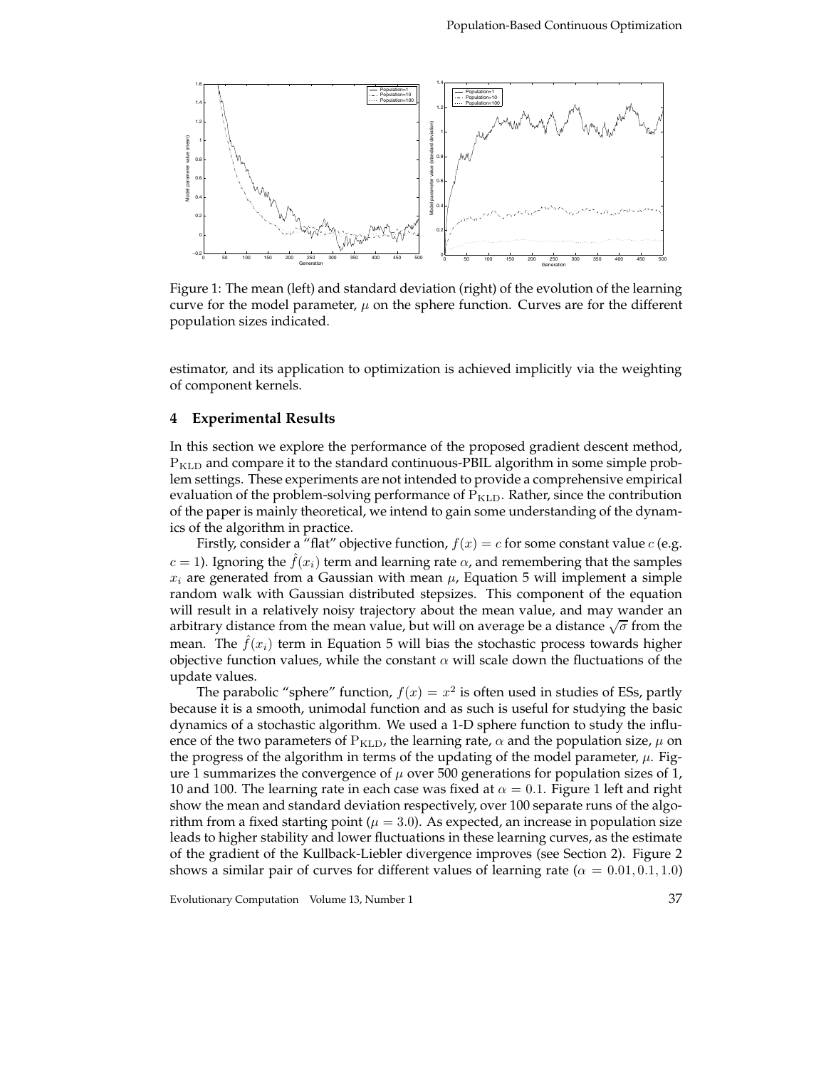Figure 1: The mean (left) and standard deviation (right) of the evolution of the learning curve for the model parameter, $\mu$ on the sphere function. Curves are for the different population sizes indicated.

estimator, and its application to optimization is achieved implicitly via the weighting of component kernels.

## 4 Experimental Results

In this section we explore the performance of the proposed gradient descent method, $P_{KLD}$ and compare it to the standard continuous-PBIL algorithm in some simple problem settings. These experiments are not intended to provide a comprehensive empirical evaluation of the problem-solving performance of $P_{KLD}$. Rather, since the contribution of the paper is mainly theoretical, we intend to gain some understanding of the dynamics of the algorithm in practice.

Firstly, consider a "flat" objective function, $f(x) = c$ for some constant value $c$ (e.g. $c = 1$). Ignoring the $\hat{f}(x_i)$ term and learning rate $\alpha$, and remembering that the samples $x_i$ are generated from a Gaussian with mean $\mu$, Equation 5 will implement a simple random walk with Gaussian distributed stepsizes. This component of the equation will result in a relatively noisy trajectory about the mean value, and may wander an arbitrary distance from the mean value, but will on average be a distance $\sqrt{\sigma}$ from the mean. The $\hat{f}(x_i)$ term in Equation 5 will bias the stochastic process towards higher objective function values, while the constant $\alpha$ will scale down the fluctuations of the update values.

The parabolic "sphere" function, $f(x) = x^2$ is often used in studies of ESs, partly because it is a smooth, unimodal function and as such is useful for studying the basic dynamics of a stochastic algorithm. We used a 1-D sphere function to study the influence of the two parameters of $P_{KLD}$, the learning rate, $\alpha$ and the population size, $\mu$ on the progress of the algorithm in terms of the updating of the model parameter, $\mu$. Figure 1 summarizes the convergence of $\mu$ over 500 generations for population sizes of 1, 10 and 100. The learning rate in each case was fixed at $\alpha = 0.1$. Figure 1 left and right show the mean and standard deviation respectively, over 100 separate runs of the algorithm from a fixed starting point ($\mu = 3.0$). As expected, an increase in population size leads to higher stability and lower fluctuations in these learning curves, as the estimate of the gradient of the Kullback-Liebler divergence improves (see Section 2). Figure 2 shows a similar pair of curves for different values of learning rate ($\alpha = 0.01, 0.1, 1.0$)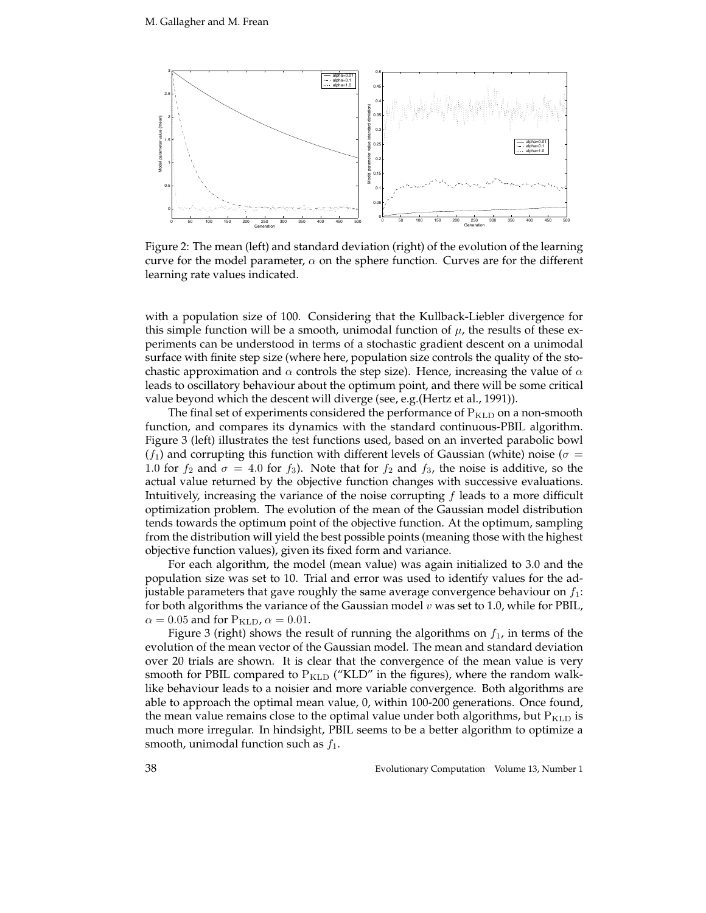Figure 2: The mean (left) and standard deviation (right) of the evolution of the learning curve for the model parameter, $\alpha$ on the sphere function. Curves are for the different learning rate values indicated.

with a population size of 100. Considering that the Kullback-Liebler divergence for this simple function will be a smooth, unimodal function of $\mu$, the results of these experiments can be understood in terms of a stochastic gradient descent on a unimodal surface with finite step size (where here, population size controls the quality of the stochastic approximation and $\alpha$ controls the step size). Hence, increasing the value of $\alpha$ leads to oscillatory behaviour about the optimum point, and there will be some critical value beyond which the descent will diverge (see, e.g.(Hertz et al., 1991)).

The final set of experiments considered the performance of $\mathrm{P_{KLD}}$ on a non-smooth function, and compares its dynamics with the standard continuous-PBIL algorithm. Figure 3 (left) illustrates the test functions used, based on an inverted parabolic bowl ($f_1$) and corrupting this function with different levels of Gaussian (white) noise ($\sigma = 1.0$ for $f_2$ and $\sigma = 4.0$ for $f_3$). Note that for $f_2$ and $f_3$, the noise is additive, so the actual value returned by the objective function changes with successive evaluations. Intuitively, increasing the variance of the noise corrupting $f$ leads to a more difficult optimization problem. The evolution of the mean of the Gaussian model distribution tends towards the optimum point of the objective function. At the optimum, sampling from the distribution will yield the best possible points (meaning those with the highest objective function values), given its fixed form and variance.

For each algorithm, the model (mean value) was again initialized to 3.0 and the population size was set to 10. Trial and error was used to identify values for the adjustable parameters that gave roughly the same average convergence behaviour on $f_1$: for both algorithms the variance of the Gaussian model $v$ was set to 1.0, while for PBIL, $\alpha = 0.05$ and for $\mathrm{P_{KLD}}$, $\alpha = 0.01$.

Figure 3 (right) shows the result of running the algorithms on $f_1$, in terms of the evolution of the mean vector of the Gaussian model. The mean and standard deviation over 20 trials are shown. It is clear that the convergence of the mean value is very smooth for PBIL compared to $\mathrm{P_{KLD}}$ ("KLD" in the figures), where the random walk-like behaviour leads to a noisier and more variable convergence. Both algorithms are able to approach the optimal mean value, 0, within 100-200 generations. Once found, the mean value remains close to the optimal value under both algorithms, but $\mathrm{P_{KLD}}$ is much more irregular. In hindsight, PBIL seems to be a better algorithm to optimize a smooth, unimodal function such as $f_1$.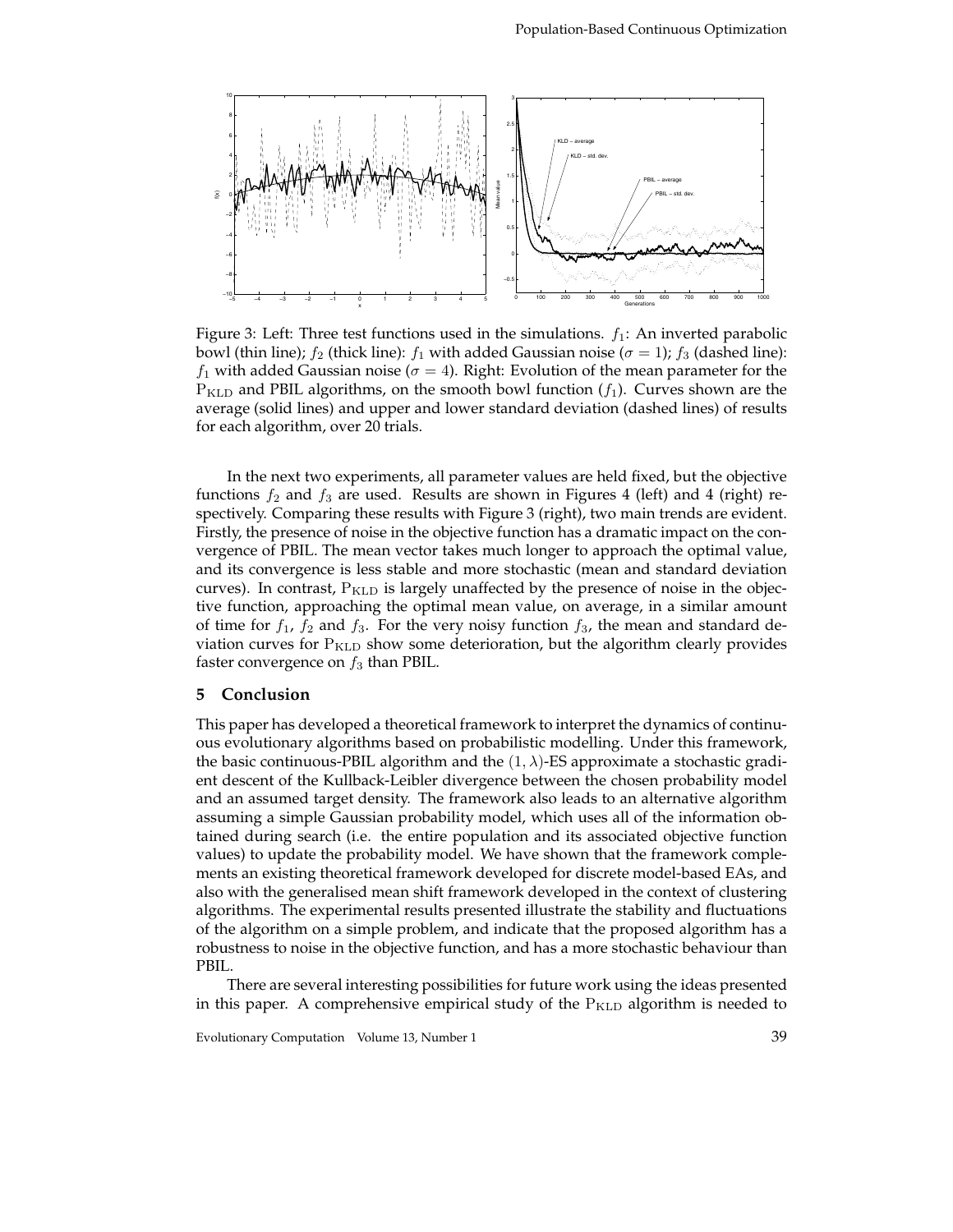Figure 3: Left: Three test functions used in the simulations. $f_1$: An inverted parabolic bowl (thin line); $f_2$ (thick line): $f_1$ with added Gaussian noise ($\sigma = 1$); $f_3$ (dashed line): $f_1$ with added Gaussian noise ($\sigma = 4$). Right: Evolution of the mean parameter for the $\mathrm{P_{KLD}}$ and PBIL algorithms, on the smooth bowl function ($f_1$). Curves shown are the average (solid lines) and upper and lower standard deviation (dashed lines) of results for each algorithm, over 20 trials.

In the next two experiments, all parameter values are held fixed, but the objective functions $f_2$ and $f_3$ are used. Results are shown in Figures 4 (left) and 4 (right) respectively. Comparing these results with Figure 3 (right), two main trends are evident. Firstly, the presence of noise in the objective function has a dramatic impact on the convergence of PBIL. The mean vector takes much longer to approach the optimal value, and its convergence is less stable and more stochastic (mean and standard deviation curves). In contrast, $\mathrm{P_{KLD}}$ is largely unaffected by the presence of noise in the objective function, approaching the optimal mean value, on average, in a similar amount of time for $f_1$, $f_2$ and $f_3$. For the very noisy function $f_3$, the mean and standard deviation curves for $\mathrm{P_{KLD}}$ show some deterioration, but the algorithm clearly provides faster convergence on $f_3$ than PBIL.

## 5 Conclusion

This paper has developed a theoretical framework to interpret the dynamics of continuous evolutionary algorithms based on probabilistic modelling. Under this framework, the basic continuous-PBIL algorithm and the $(1, \lambda)$-ES approximate a stochastic gradient descent of the Kullback-Leibler divergence between the chosen probability model and an assumed target density. The framework also leads to an alternative algorithm assuming a simple Gaussian probability model, which uses all of the information obtained during search (i.e. the entire population and its associated objective function values) to update the probability model. We have shown that the framework complements an existing theoretical framework developed for discrete model-based EAs, and also with the generalised mean shift framework developed in the context of clustering algorithms. The experimental results presented illustrate the stability and fluctuations of the algorithm on a simple problem, and indicate that the proposed algorithm has a robustness to noise in the objective function, and has a more stochastic behaviour than PBIL.

There are several interesting possibilities for future work using the ideas presented in this paper. A comprehensive empirical study of the $\mathrm{P_{KLD}}$ algorithm is needed to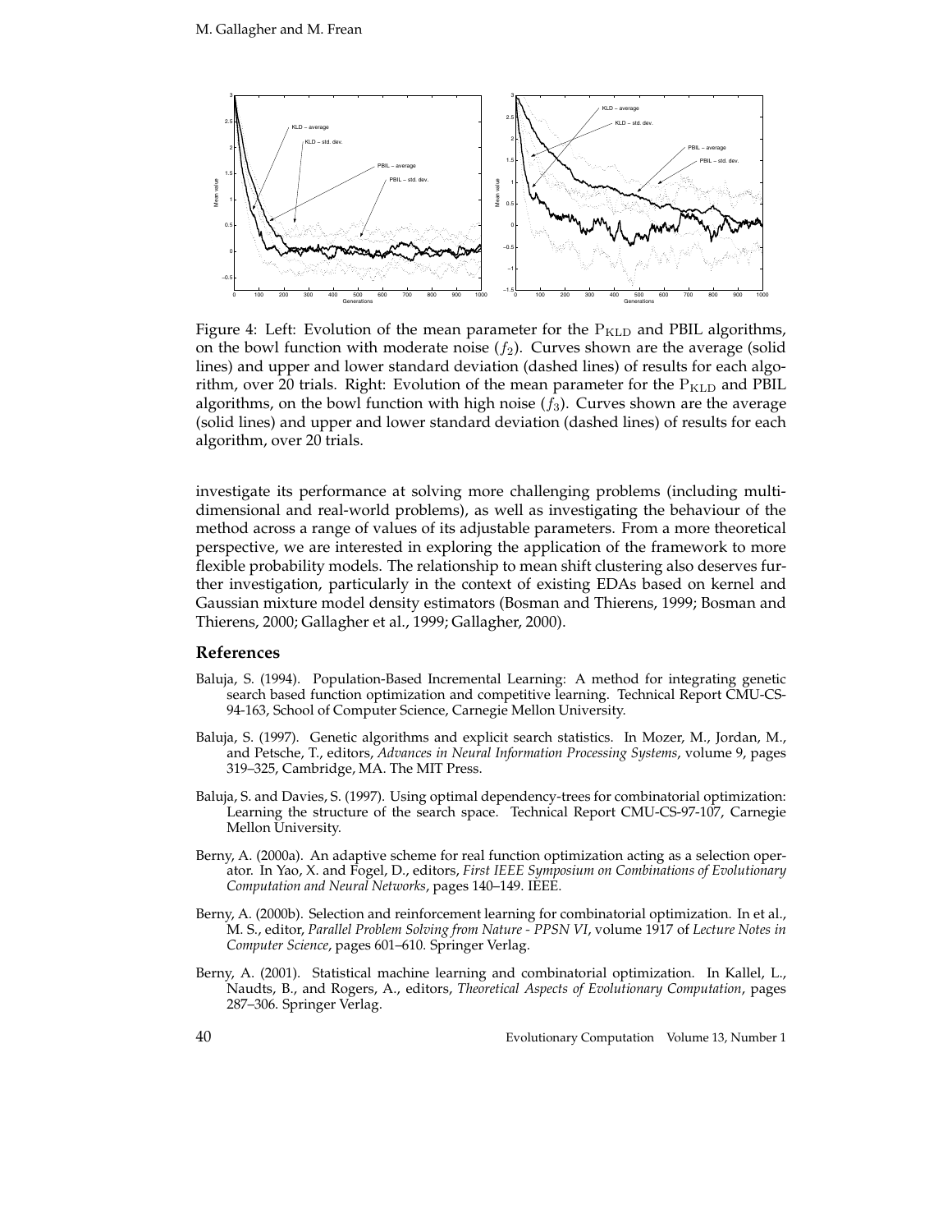Figure 4: Left: Evolution of the mean parameter for the $P_{KLD}$ and PBIL algorithms, on the bowl function with moderate noise ($f_2$). Curves shown are the average (solid lines) and upper and lower standard deviation (dashed lines) of results for each algorithm, over 20 trials. Right: Evolution of the mean parameter for the $P_{KLD}$ and PBIL algorithms, on the bowl function with high noise ($f_3$). Curves shown are the average (solid lines) and upper and lower standard deviation (dashed lines) of results for each algorithm, over 20 trials.

investigate its performance at solving more challenging problems (including multi-dimensional and real-world problems), as well as investigating the behaviour of the method across a range of values of its adjustable parameters. From a more theoretical perspective, we are interested in exploring the application of the framework to more flexible probability models. The relationship to mean shift clustering also deserves further investigation, particularly in the context of existing EDAs based on kernel and Gaussian mixture model density estimators (Bosman and Thierens, 1999; Bosman and Thierens, 2000; Gallagher et al., 1999; Gallagher, 2000).

## References

Baluja, S. (1994). Population-Based Incremental Learning: A method for integrating genetic search based function optimization and competitive learning. Technical Report CMU-CS-94-163, School of Computer Science, Carnegie Mellon University.

Baluja, S. (1997). Genetic algorithms and explicit search statistics. In Mozer, M., Jordan, M., and Petsche, T., editors, *Advances in Neural Information Processing Systems*, volume 9, pages 319–325, Cambridge, MA. The MIT Press.

Baluja, S. and Davies, S. (1997). Using optimal dependency-trees for combinatorial optimization: Learning the structure of the search space. Technical Report CMU-CS-97-107, Carnegie Mellon University.

Berny, A. (2000a). An adaptive scheme for real function optimization acting as a selection operator. In Yao, X. and Fogel, D., editors, *First IEEE Symposium on Combinations of Evolutionary Computation and Neural Networks*, pages 140–149. IEEE.

Berny, A. (2000b). Selection and reinforcement learning for combinatorial optimization. In et al., M. S., editor, *Parallel Problem Solving from Nature - PPSN VI*, volume 1917 of *Lecture Notes in Computer Science*, pages 601–610. Springer Verlag.

Berny, A. (2001). Statistical machine learning and combinatorial optimization. In Kallel, L., Naudts, B., and Rogers, A., editors, *Theoretical Aspects of Evolutionary Computation*, pages 287–306. Springer Verlag.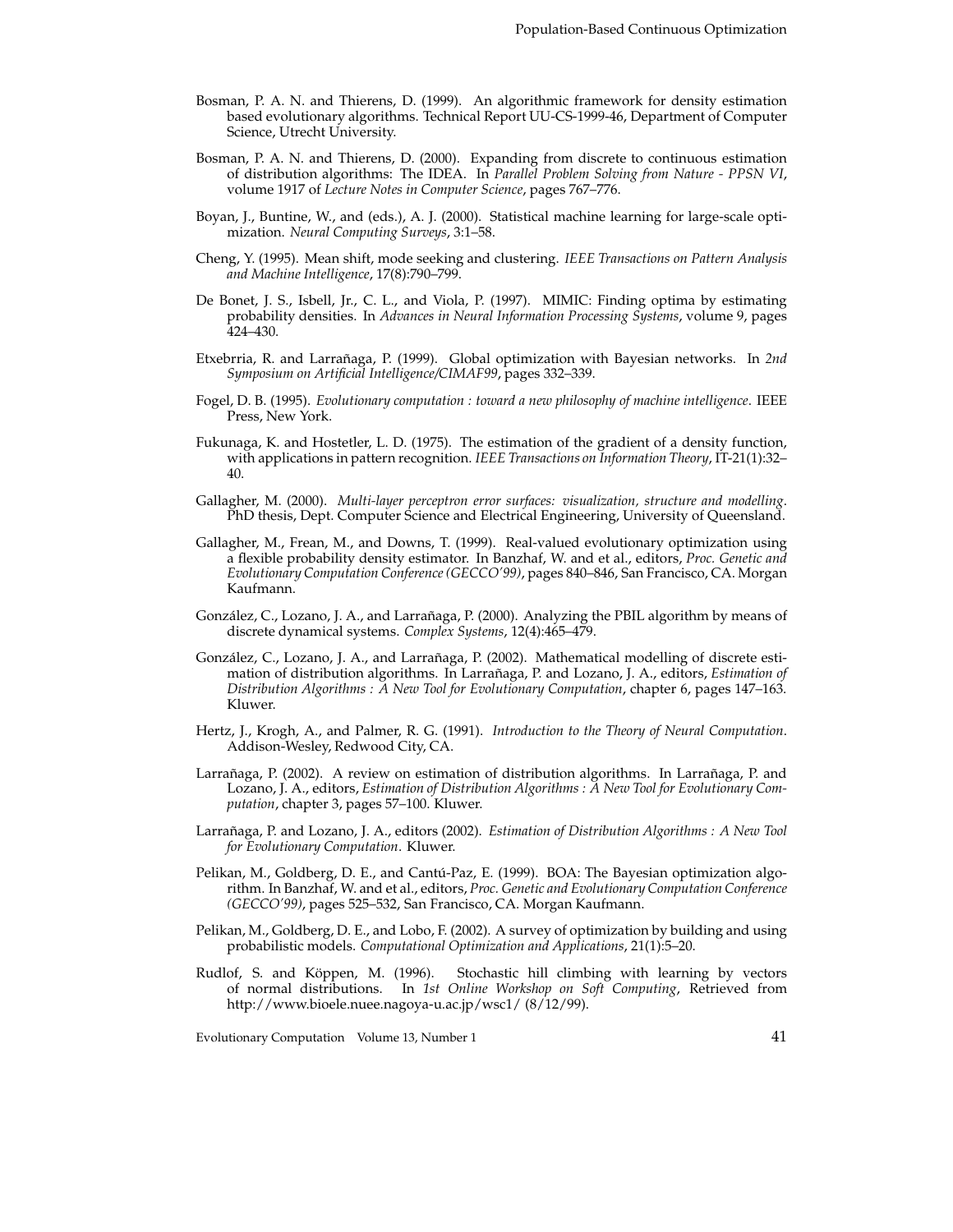Bosman, P. A. N. and Thierens, D. (1999). An algorithmic framework for density estimation based evolutionary algorithms. Technical Report UU-CS-1999-46, Department of Computer Science, Utrecht University.

Bosman, P. A. N. and Thierens, D. (2000). Expanding from discrete to continuous estimation of distribution algorithms: The IDEA. In *Parallel Problem Solving from Nature - PPSN VI*, volume 1917 of *Lecture Notes in Computer Science*, pages 767–776.

Boyan, J., Buntine, W., and (eds.), A. J. (2000). Statistical machine learning for large-scale optimization. *Neural Computing Surveys*, 3:1–58.

Cheng, Y. (1995). Mean shift, mode seeking and clustering. *IEEE Transactions on Pattern Analysis and Machine Intelligence*, 17(8):790–799.

De Bonet, J. S., Isbell, Jr., C. L., and Viola, P. (1997). MIMIC: Finding optima by estimating probability densities. In *Advances in Neural Information Processing Systems*, volume 9, pages 424–430.

Etxebrria, R. and Larrañaga, P. (1999). Global optimization with Bayesian networks. In *2nd Symposium on Artificial Intelligence/CIMAF99*, pages 332–339.

Fogel, D. B. (1995). *Evolutionary computation : toward a new philosophy of machine intelligence*. IEEE Press, New York.

Fukunaga, K. and Hostetler, L. D. (1975). The estimation of the gradient of a density function, with applications in pattern recognition. *IEEE Transactions on Information Theory*, IT-21(1):32–40.

Gallagher, M. (2000). *Multi-layer perceptron error surfaces: visualization, structure and modelling*. PhD thesis, Dept. Computer Science and Electrical Engineering, University of Queensland.

Gallagher, M., Frean, M., and Downs, T. (1999). Real-valued evolutionary optimization using a flexible probability density estimator. In Banzhaf, W. and et al., editors, *Proc. Genetic and Evolutionary Computation Conference (GECCO'99)*, pages 840–846, San Francisco, CA. Morgan Kaufmann.

González, C., Lozano, J. A., and Larrañaga, P. (2000). Analyzing the PBIL algorithm by means of discrete dynamical systems. *Complex Systems*, 12(4):465–479.

González, C., Lozano, J. A., and Larrañaga, P. (2002). Mathematical modelling of discrete estimation of distribution algorithms. In Larrañaga, P. and Lozano, J. A., editors, *Estimation of Distribution Algorithms : A New Tool for Evolutionary Computation*, chapter 6, pages 147–163. Kluwer.

Hertz, J., Krogh, A., and Palmer, R. G. (1991). *Introduction to the Theory of Neural Computation*. Addison-Wesley, Redwood City, CA.

Larrañaga, P. (2002). A review on estimation of distribution algorithms. In Larrañaga, P. and Lozano, J. A., editors, *Estimation of Distribution Algorithms : A New Tool for Evolutionary Computation*, chapter 3, pages 57–100. Kluwer.

Larrañaga, P. and Lozano, J. A., editors (2002). *Estimation of Distribution Algorithms : A New Tool for Evolutionary Computation*. Kluwer.

Pelikan, M., Goldberg, D. E., and Cantú-Paz, E. (1999). BOA: The Bayesian optimization algorithm. In Banzhaf, W. and et al., editors, *Proc. Genetic and Evolutionary Computation Conference (GECCO'99)*, pages 525–532, San Francisco, CA. Morgan Kaufmann.

Pelikan, M., Goldberg, D. E., and Lobo, F. (2002). A survey of optimization by building and using probabilistic models. *Computational Optimization and Applications*, 21(1):5–20.

Rudlof, S. and Köppen, M. (1996). Stochastic hill climbing with learning by vectors of normal distributions. In *1st Online Workshop on Soft Computing*, Retrieved from http://www.bioele.nuee.nagoya-u.ac.jp/wsc1/ (8/12/99).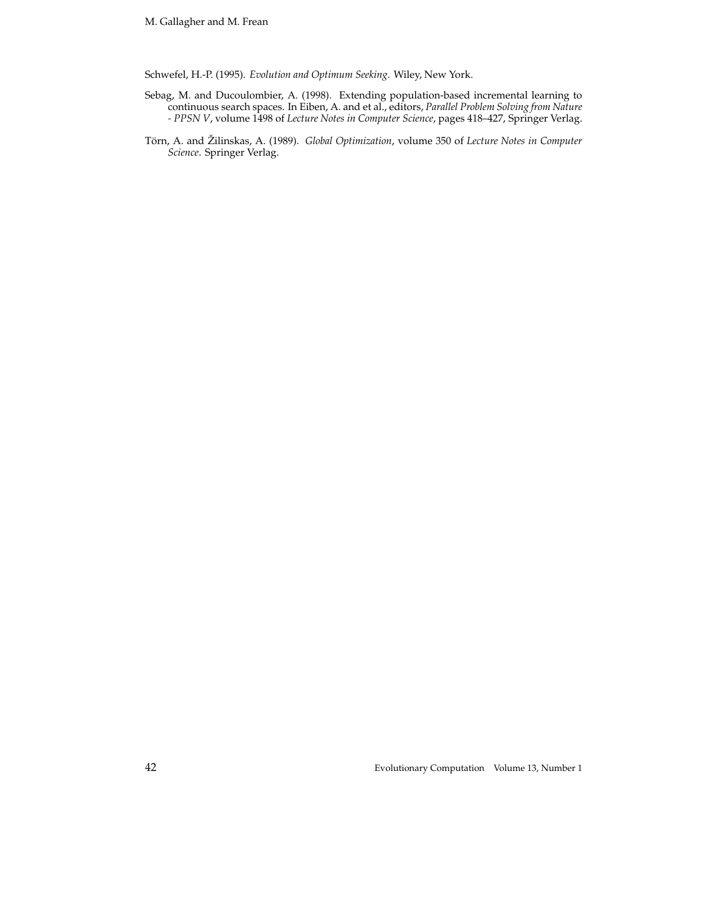Schwefel, H.-P. (1995). *Evolution and Optimum Seeking.* Wiley, New York.

Sebag, M. and Ducoulombier, A. (1998). Extending population-based incremental learning to continuous search spaces. In Eiben, A. and et al., editors, *Parallel Problem Solving from Nature - PPSN V*, volume 1498 of *Lecture Notes in Computer Science*, pages 418–427, Springer Verlag.

Törn, A. and Žilinskas, A. (1989). *Global Optimization*, volume 350 of *Lecture Notes in Computer Science*. Springer Verlag.